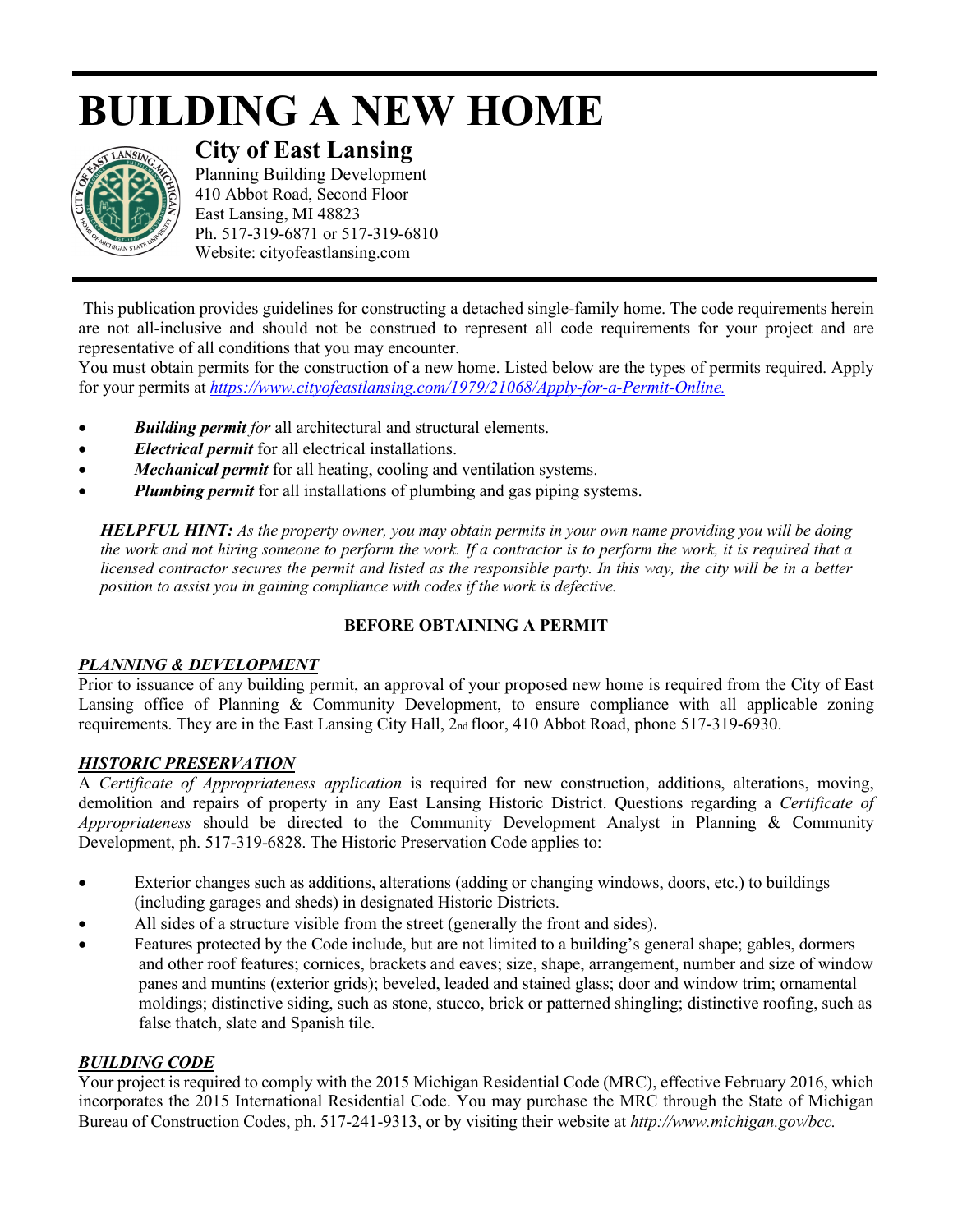# BUILDING A NEW HOME

## City of East Lansing

Planning Building Development
410 Abbot Road, Second Floor
East Lansing, MI 48823
Ph. 517-319-6871 or 517-319-6810
Website: cityofeastlansing.com

This publication provides guidelines for constructing a detached single-family home. The code requirements herein are not all-inclusive and should not be construed to represent all code requirements for your project and are representative of all conditions that you may encounter.

You must obtain permits for the construction of a new home. Listed below are the types of permits required. Apply for your permits at [https://www.cityofeastlansing.com/1979/21068/Apply-for-a-Permit-Online.](https://www.cityofeastlansing.com/1979/21068/Apply-for-a-Permit-Online)

- ***Building permit*** *for* all architectural and structural elements.
- ***Electrical permit*** for all electrical installations.
- ***Mechanical permit*** for all heating, cooling and ventilation systems.
- ***Plumbing permit*** for all installations of plumbing and gas piping systems.

> ***HELPFUL HINT:*** *As the property owner, you may obtain permits in your own name providing you will be doing the work and not hiring someone to perform the work. If a contractor is to perform the work, it is required that a licensed contractor secures the permit and listed as the responsible party. In this way, the city will be in a better position to assist you in gaining compliance with codes if the work is defective.*

### BEFORE OBTAINING A PERMIT

***PLANNING & DEVELOPMENT***

Prior to issuance of any building permit, an approval of your proposed new home is required from the City of East Lansing office of Planning & Community Development, to ensure compliance with all applicable zoning requirements. They are in the East Lansing City Hall, 2nd floor, 410 Abbot Road, phone 517-319-6930.

***HISTORIC PRESERVATION***

A *Certificate of Appropriateness application* is required for new construction, additions, alterations, moving, demolition and repairs of property in any East Lansing Historic District. Questions regarding a *Certificate of Appropriateness* should be directed to the Community Development Analyst in Planning & Community Development, ph. 517-319-6828. The Historic Preservation Code applies to:

- Exterior changes such as additions, alterations (adding or changing windows, doors, etc.) to buildings (including garages and sheds) in designated Historic Districts.
- All sides of a structure visible from the street (generally the front and sides).
- Features protected by the Code include, but are not limited to a building's general shape; gables, dormers and other roof features; cornices, brackets and eaves; size, shape, arrangement, number and size of window panes and muntins (exterior grids); beveled, leaded and stained glass; door and window trim; ornamental moldings; distinctive siding, such as stone, stucco, brick or patterned shingling; distinctive roofing, such as false thatch, slate and Spanish tile.

***BUILDING CODE***

Your project is required to comply with the 2015 Michigan Residential Code (MRC), effective February 2016, which incorporates the 2015 International Residential Code. You may purchase the MRC through the State of Michigan Bureau of Construction Codes, ph. 517-241-9313, or by visiting their website at *http://www.michigan.gov/bcc.*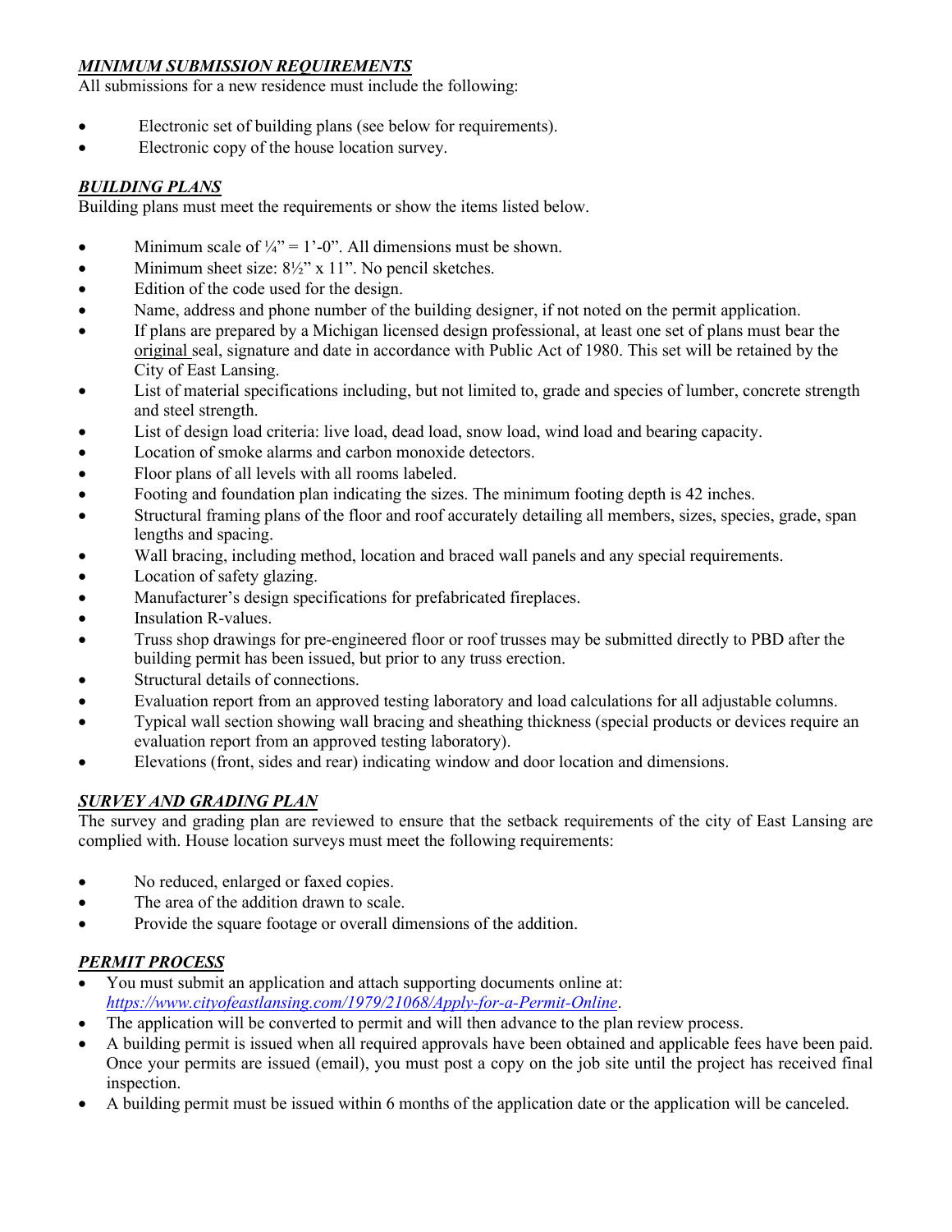***MINIMUM SUBMISSION REQUIREMENTS***

All submissions for a new residence must include the following:

- Electronic set of building plans (see below for requirements).
- Electronic copy of the house location survey.

***BUILDING PLANS***

Building plans must meet the requirements or show the items listed below.

- Minimum scale of ¼" = 1'-0". All dimensions must be shown.
- Minimum sheet size: 8½" x 11". No pencil sketches.
- Edition of the code used for the design.
- Name, address and phone number of the building designer, if not noted on the permit application.
- If plans are prepared by a Michigan licensed design professional, at least one set of plans must bear the original seal, signature and date in accordance with Public Act of 1980. This set will be retained by the City of East Lansing.
- List of material specifications including, but not limited to, grade and species of lumber, concrete strength and steel strength.
- List of design load criteria: live load, dead load, snow load, wind load and bearing capacity.
- Location of smoke alarms and carbon monoxide detectors.
- Floor plans of all levels with all rooms labeled.
- Footing and foundation plan indicating the sizes. The minimum footing depth is 42 inches.
- Structural framing plans of the floor and roof accurately detailing all members, sizes, species, grade, span lengths and spacing.
- Wall bracing, including method, location and braced wall panels and any special requirements.
- Location of safety glazing.
- Manufacturer's design specifications for prefabricated fireplaces.
- Insulation R-values.
- Truss shop drawings for pre-engineered floor or roof trusses may be submitted directly to PBD after the building permit has been issued, but prior to any truss erection.
- Structural details of connections.
- Evaluation report from an approved testing laboratory and load calculations for all adjustable columns.
- Typical wall section showing wall bracing and sheathing thickness (special products or devices require an evaluation report from an approved testing laboratory).
- Elevations (front, sides and rear) indicating window and door location and dimensions.

***SURVEY AND GRADING PLAN***

The survey and grading plan are reviewed to ensure that the setback requirements of the city of East Lansing are complied with. House location surveys must meet the following requirements:

- No reduced, enlarged or faxed copies.
- The area of the addition drawn to scale.
- Provide the square footage or overall dimensions of the addition.

***PERMIT PROCESS***

- You must submit an application and attach supporting documents online at: *https://www.cityofeastlansing.com/1979/21068/Apply-for-a-Permit-Online*.
- The application will be converted to permit and will then advance to the plan review process.
- A building permit is issued when all required approvals have been obtained and applicable fees have been paid. Once your permits are issued (email), you must post a copy on the job site until the project has received final inspection.
- A building permit must be issued within 6 months of the application date or the application will be canceled.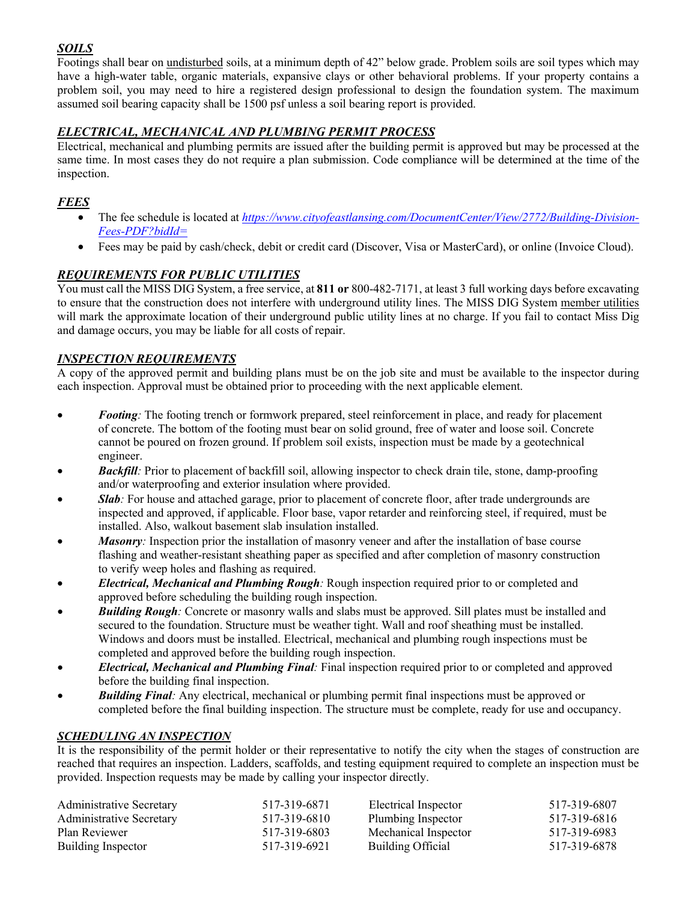## ***SOILS***

Footings shall bear on undisturbed soils, at a minimum depth of 42" below grade. Problem soils are soil types which may have a high-water table, organic materials, expansive clays or other behavioral problems. If your property contains a problem soil, you may need to hire a registered design professional to design the foundation system. The maximum assumed soil bearing capacity shall be 1500 psf unless a soil bearing report is provided.

## ***ELECTRICAL, MECHANICAL AND PLUMBING PERMIT PROCESS***

Electrical, mechanical and plumbing permits are issued after the building permit is approved but may be processed at the same time. In most cases they do not require a plan submission. Code compliance will be determined at the time of the inspection.

## ***FEES***

- The fee schedule is located at *https://www.cityofeastlansing.com/DocumentCenter/View/2772/Building-Division-Fees-PDF?bidId=*
- Fees may be paid by cash/check, debit or credit card (Discover, Visa or MasterCard), or online (Invoice Cloud).

## ***REQUIREMENTS FOR PUBLIC UTILITIES***

You must call the MISS DIG System, a free service, at **811 or** 800-482-7171, at least 3 full working days before excavating to ensure that the construction does not interfere with underground utility lines. The MISS DIG System member utilities will mark the approximate location of their underground public utility lines at no charge. If you fail to contact Miss Dig and damage occurs, you may be liable for all costs of repair.

## ***INSPECTION REQUIREMENTS***

A copy of the approved permit and building plans must be on the job site and must be available to the inspector during each inspection. Approval must be obtained prior to proceeding with the next applicable element.

- ***Footing**:* The footing trench or formwork prepared, steel reinforcement in place, and ready for placement of concrete. The bottom of the footing must bear on solid ground, free of water and loose soil. Concrete cannot be poured on frozen ground. If problem soil exists, inspection must be made by a geotechnical engineer.
- ***Backfill**:* Prior to placement of backfill soil, allowing inspector to check drain tile, stone, damp-proofing and/or waterproofing and exterior insulation where provided.
- ***Slab**:* For house and attached garage, prior to placement of concrete floor, after trade undergrounds are inspected and approved, if applicable. Floor base, vapor retarder and reinforcing steel, if required, must be installed. Also, walkout basement slab insulation installed.
- ***Masonry**:* Inspection prior the installation of masonry veneer and after the installation of base course flashing and weather-resistant sheathing paper as specified and after completion of masonry construction to verify weep holes and flashing as required.
- ***Electrical, Mechanical and Plumbing Rough**:* Rough inspection required prior to or completed and approved before scheduling the building rough inspection.
- ***Building Rough**:* Concrete or masonry walls and slabs must be approved. Sill plates must be installed and secured to the foundation. Structure must be weather tight. Wall and roof sheathing must be installed. Windows and doors must be installed. Electrical, mechanical and plumbing rough inspections must be completed and approved before the building rough inspection.
- ***Electrical, Mechanical and Plumbing Final**:* Final inspection required prior to or completed and approved before the building final inspection.
- ***Building Final**:* Any electrical, mechanical or plumbing permit final inspections must be approved or completed before the final building inspection. The structure must be complete, ready for use and occupancy.

## ***SCHEDULING AN INSPECTION***

It is the responsibility of the permit holder or their representative to notify the city when the stages of construction are reached that requires an inspection. Ladders, scaffolds, and testing equipment required to complete an inspection must be provided. Inspection requests may be made by calling your inspector directly.

| | | | |
|---|---|---|---|
| Administrative Secretary | 517-319-6871 | Electrical Inspector | 517-319-6807 |
| Administrative Secretary | 517-319-6810 | Plumbing Inspector | 517-319-6816 |
| Plan Reviewer | 517-319-6803 | Mechanical Inspector | 517-319-6983 |
| Building Inspector | 517-319-6921 | Building Official | 517-319-6878 |